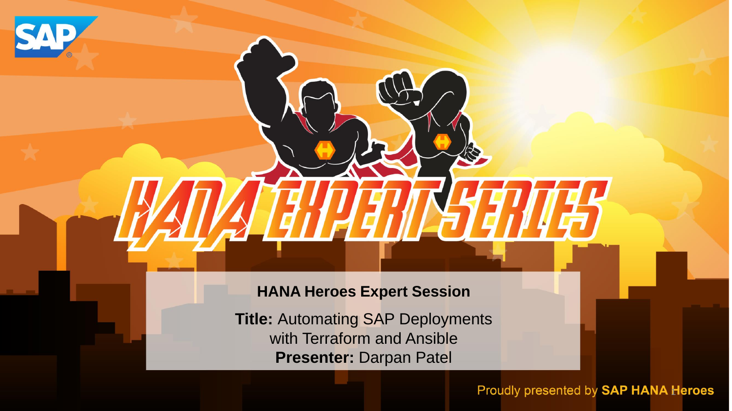# HANA EXPERT SERIES

**HANA Heroes Expert Session**

**Title:** Automating SAP Deployments with Terraform and Ansible

**Presenter:** Darpan Patel

Proudly presented by **SAP HANA Heroes**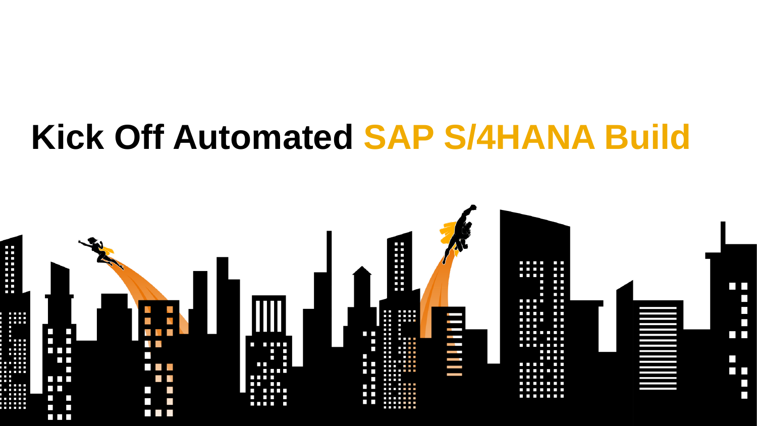# Kick Off Automated SAP S/4HANA Build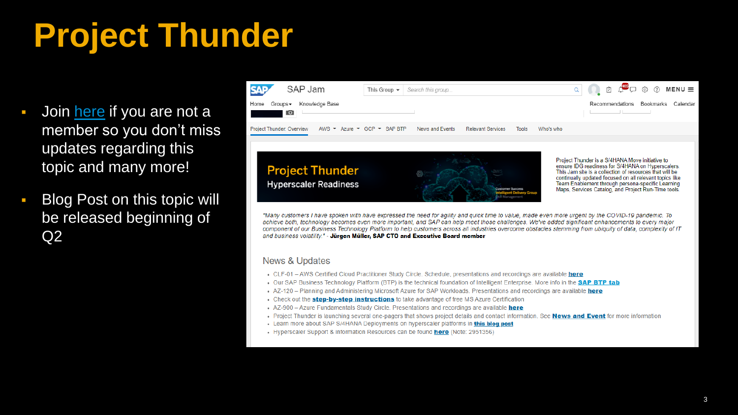# Project Thunder

- Join here if you are not a member so you don't miss updates regarding this topic and many more!
- Blog Post on this topic will be released beginning of Q2

SAP Jam

This Group | Search this group...

MENU

Home | Groups | Knowledge Base | Recommendations | Bookmarks | Calendar

Project Thunder: Overview | AWS | Azure | GCP | SAP BTP | News and Events | Relevant Services | Tools | Who's who

**Project Thunder**
Hyperscaler Readiness

Project Thunder is a S/4HANA Move initiative to ensure IDG readiness for S/4HANA on Hyperscalers. This Jam site is a collection of resources that will be continually updated focused on all relevant topics like Team Enablement through persona-specific Learning Maps, Services Catalog, and Project Run-Time tools.

*"Many customers I have spoken with have expressed the need for agility and quick time to value, made even more urgent by the COVID-19 pandemic. To achieve both, technology becomes even more important, and SAP can help meet those challenges. We've added significant enhancements to every major component of our Business Technology Platform to help customers across all industries overcome obstacles stemming from ubiquity of data, complexity of IT and business volatility."* - **Jürgen Müller, SAP CTO and Executive Board member**

## News & Updates

- CLF-01 – AWS Certified Cloud Practitioner Study Circle. Schedule, presentations and recordings are available **here**
- Our SAP Business Technology Platform (BTP) is the technical foundation of Intelligent Enterprise. More info in the **SAP BTP tab**
- AZ-120 – Planning and Administering Microsoft Azure for SAP Workloads. Presentations and recordings are available **here**
- Check out the **step-by-step instructions** to take advantage of free MS Azure Certification
- AZ-900 – Azure Fundamentals Study Circle. Presentations and recordings are available **here**
- Project Thunder is launching several one-pagers that shows project details and contact information. See **News and Event** for more information
- Learn more about SAP S/4HANA Deployments on hyperscaler platforms in **this blog post**
- Hyperscaler Support & Information Resources can be found **here** (Note: 2951356)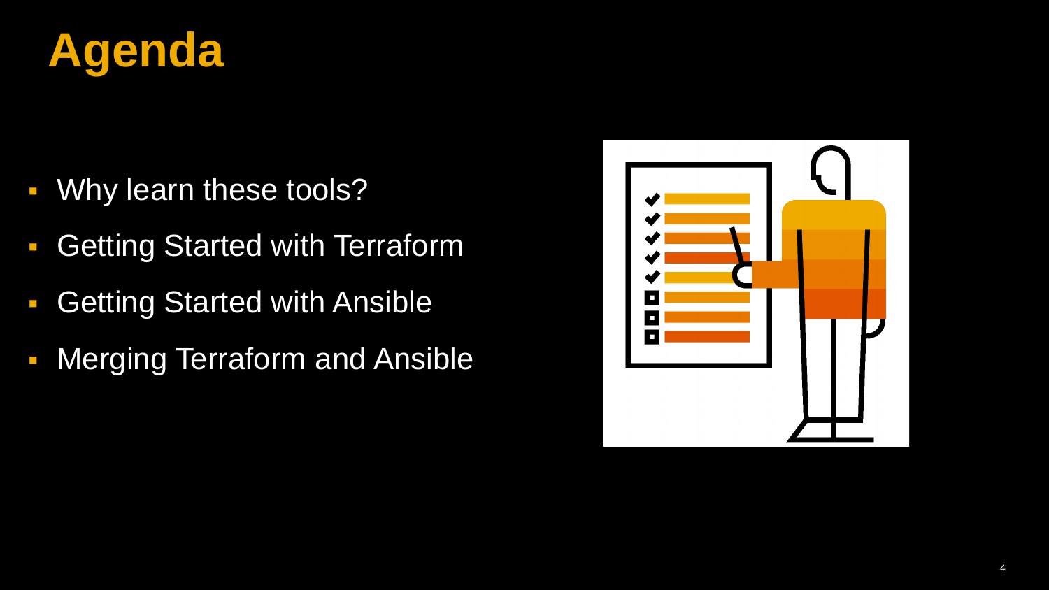# Agenda

- Why learn these tools?
- Getting Started with Terraform
- Getting Started with Ansible
- Merging Terraform and Ansible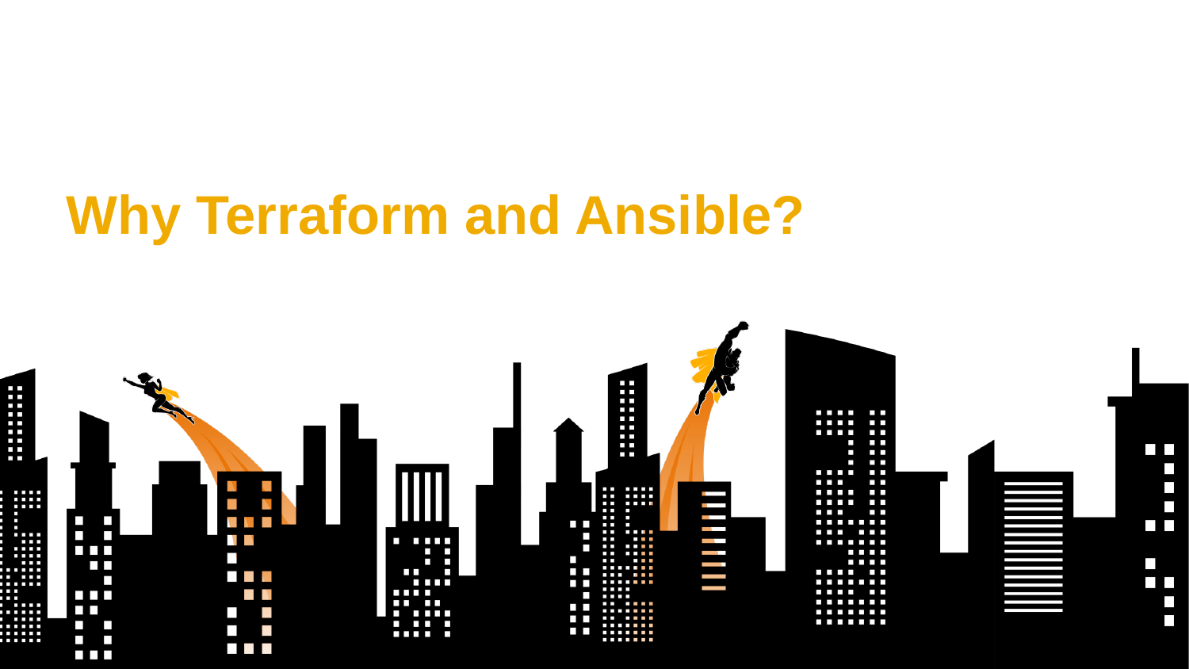# Why Terraform and Ansible?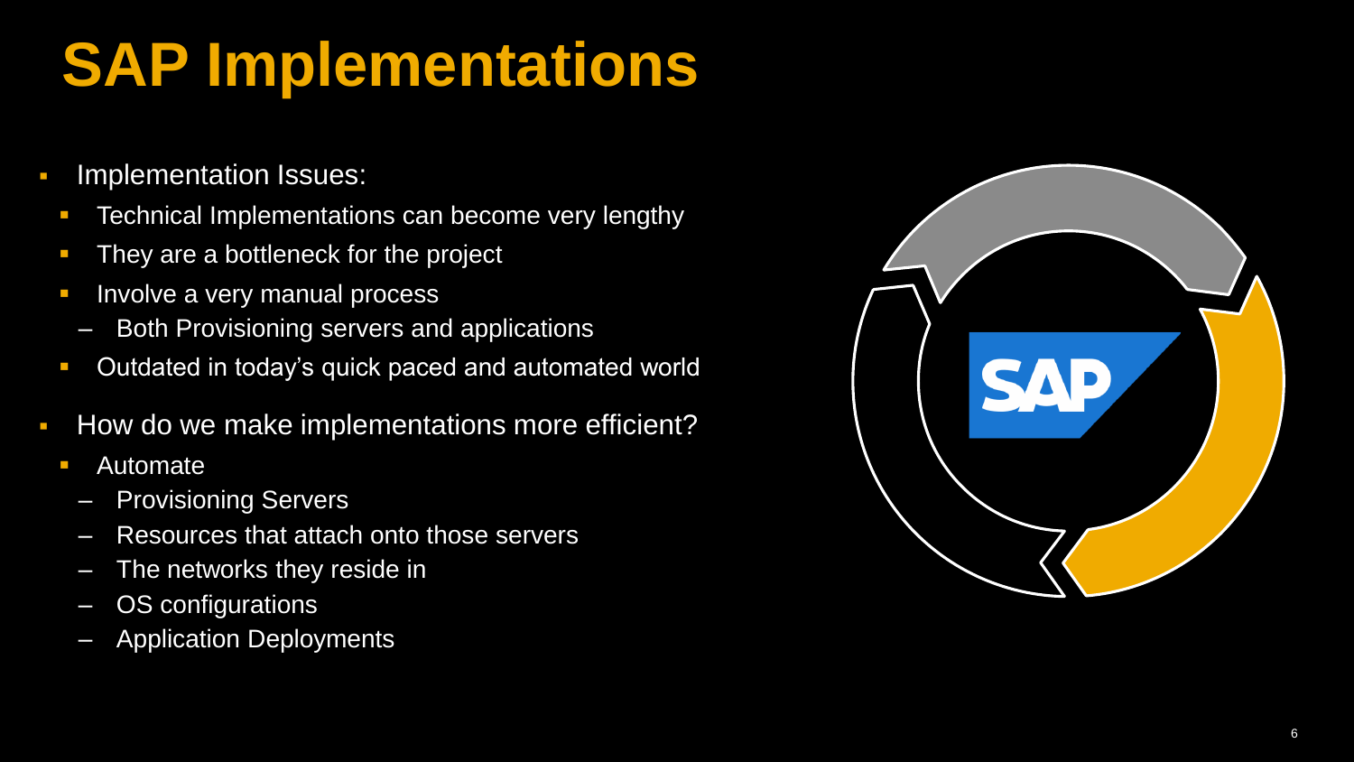# SAP Implementations

- Implementation Issues:
  - Technical Implementations can become very lengthy
  - They are a bottleneck for the project
  - Involve a very manual process
    - Both Provisioning servers and applications
  - Outdated in today's quick paced and automated world
- How do we make implementations more efficient?
  - Automate
    - Provisioning Servers
    - Resources that attach onto those servers
    - The networks they reside in
    - OS configurations
    - Application Deployments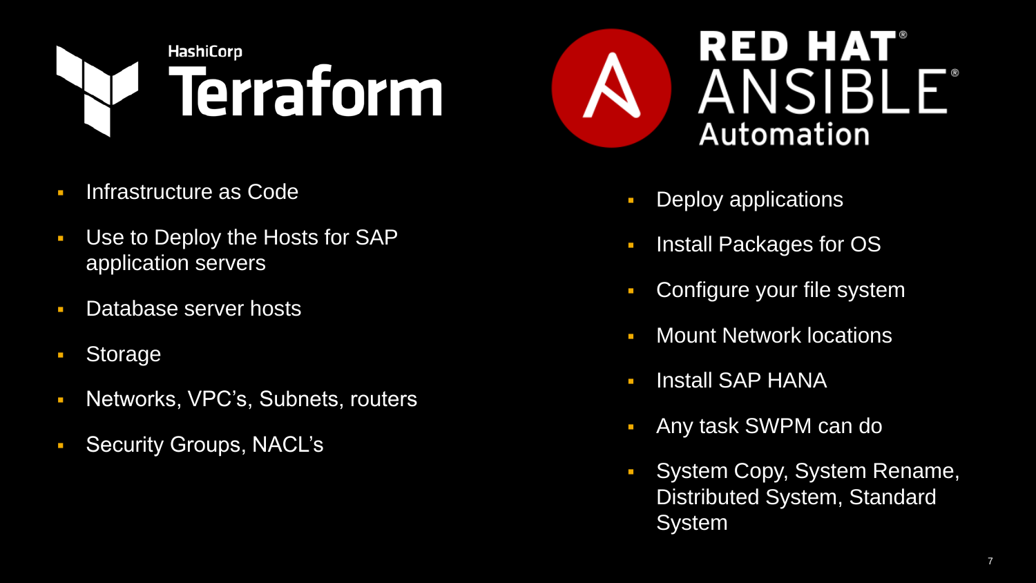## HashiCorp Terraform

- Infrastructure as Code
- Use to Deploy the Hosts for SAP application servers
- Database server hosts
- Storage
- Networks, VPC's, Subnets, routers
- Security Groups, NACL's

## RED HAT® ANSIBLE® Automation

- Deploy applications
- Install Packages for OS
- Configure your file system
- Mount Network locations
- Install SAP HANA
- Any task SWPM can do
- System Copy, System Rename, Distributed System, Standard System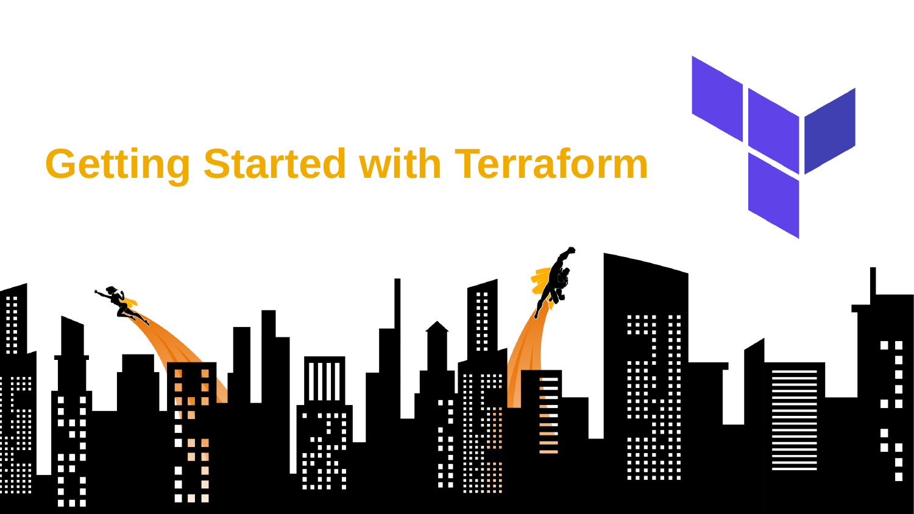# Getting Started with Terraform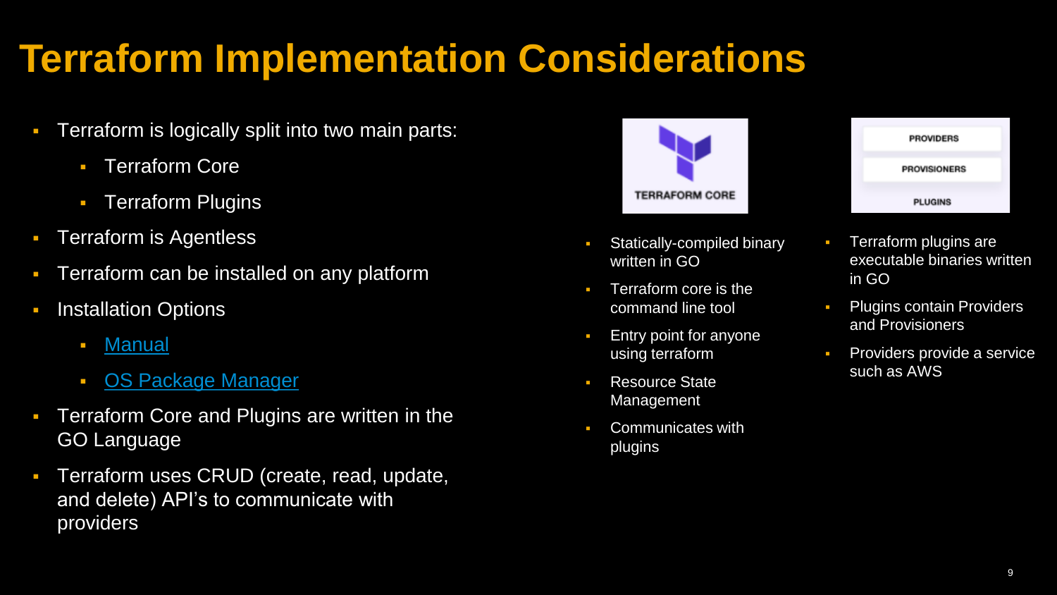# Terraform Implementation Considerations

- Terraform is logically split into two main parts:
  - Terraform Core
  - Terraform Plugins
- Terraform is Agentless
- Terraform can be installed on any platform
- Installation Options
  - Manual
  - OS Package Manager
- Terraform Core and Plugins are written in the GO Language
- Terraform uses CRUD (create, read, update, and delete) API's to communicate with providers

TERRAFORM CORE

- Statically-compiled binary written in GO
- Terraform core is the command line tool
- Entry point for anyone using terraform
- Resource State Management
- Communicates with plugins

PROVIDERS
PROVISIONERS
PLUGINS

- Terraform plugins are executable binaries written in GO
- Plugins contain Providers and Provisioners
- Providers provide a service such as AWS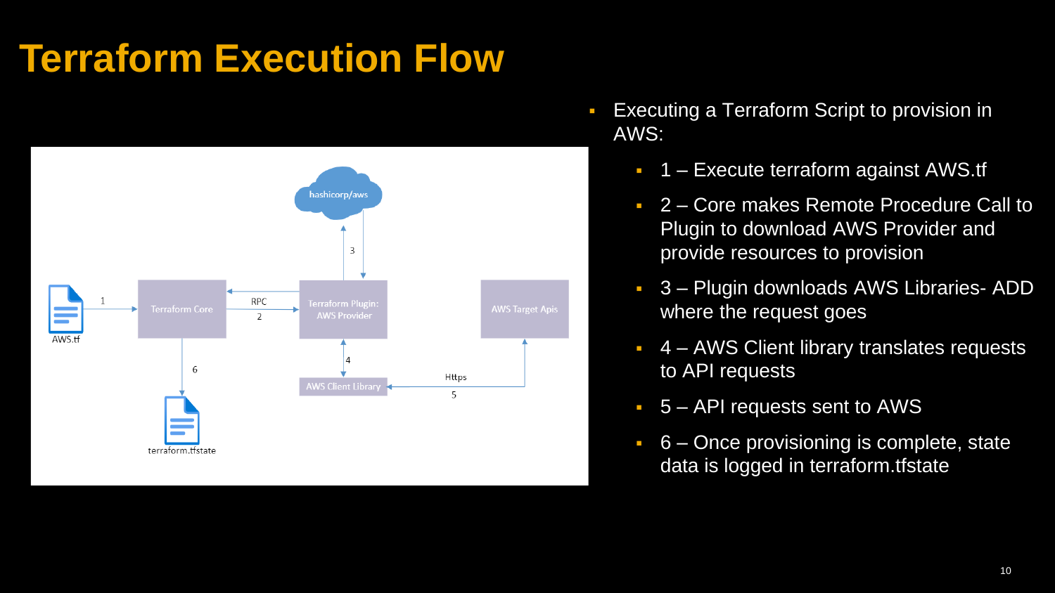# Terraform Execution Flow

- Executing a Terraform Script to provision in AWS:
  - 1 – Execute terraform against AWS.tf
  - 2 – Core makes Remote Procedure Call to Plugin to download AWS Provider and provide resources to provision
  - 3 – Plugin downloads AWS Libraries- ADD where the request goes
  - 4 – AWS Client library translates requests to API requests
  - 5 – API requests sent to AWS
  - 6 – Once provisioning is complete, state data is logged in terraform.tfstate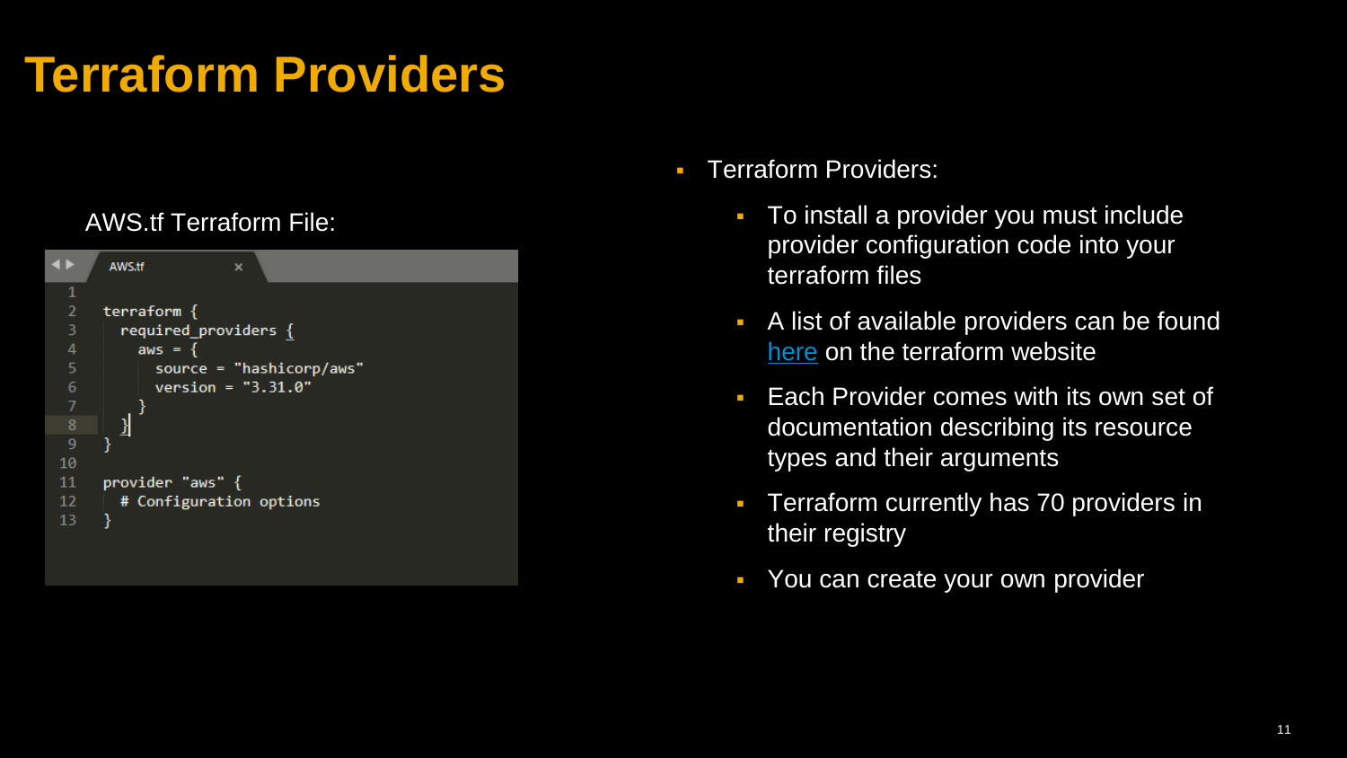# Terraform Providers

AWS.tf Terraform File:

```
terraform {
  required_providers {
    aws = {
      source = "hashicorp/aws"
      version = "3.31.0"
    }
  }
}

provider "aws" {
  # Configuration options
}
```

- Terraform Providers:
  - To install a provider you must include provider configuration code into your terraform files
  - A list of available providers can be found here on the terraform website
  - Each Provider comes with its own set of documentation describing its resource types and their arguments
  - Terraform currently has 70 providers in their registry
  - You can create your own provider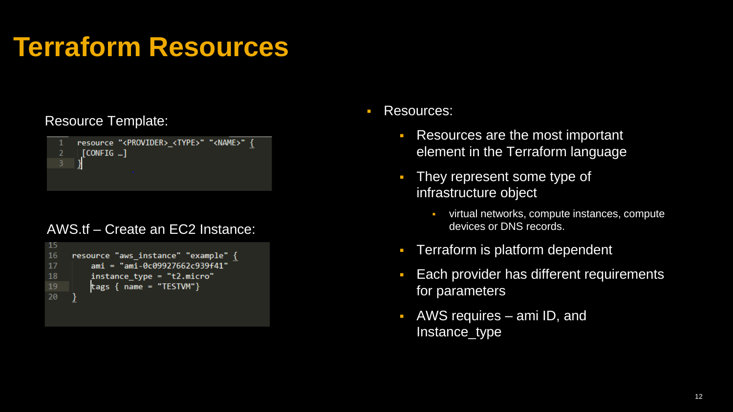# Terraform Resources

Resource Template:

```
resource "<PROVIDER>_<TYPE>" "<NAME>" {
 [CONFIG …]
}
```

AWS.tf – Create an EC2 Instance:

```
resource "aws_instance" "example" {
    ami = "ami-0c09927662c939f41"
    instance_type = "t2.micro"
    tags { name = "TESTVM"}
}
```

- Resources:
  - Resources are the most important element in the Terraform language
  - They represent some type of infrastructure object
    - virtual networks, compute instances, compute devices or DNS records.
  - Terraform is platform dependent
  - Each provider has different requirements for parameters
  - AWS requires – ami ID, and Instance_type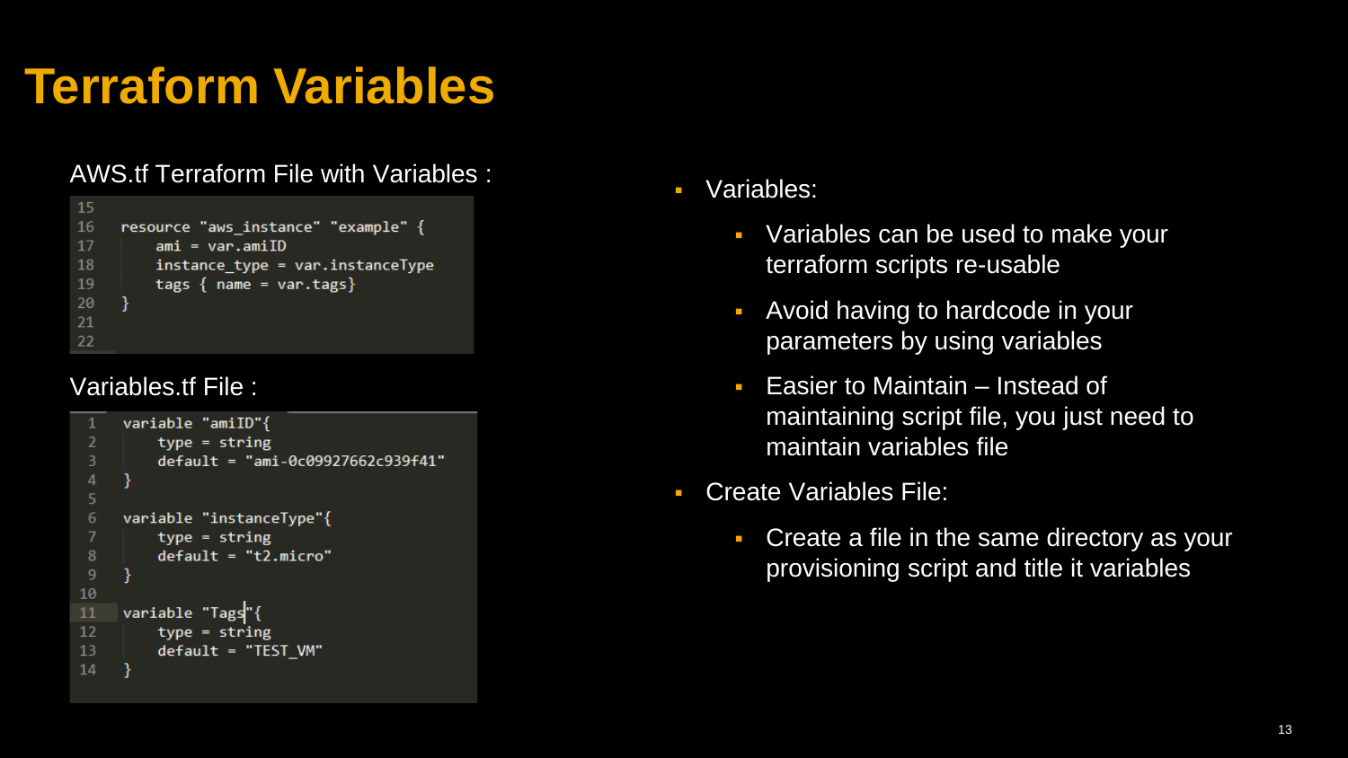# Terraform Variables

AWS.tf Terraform File with Variables :

```
15
16   resource "aws_instance" "example" {
17       ami = var.amiID
18       instance_type = var.instanceType
19       tags { name = var.tags}
20   }
21
22
```

Variables.tf File :

```
1   variable "amiID"{
2       type = string
3       default = "ami-0c09927662c939f41"
4   }
5
6   variable "instanceType"{
7       type = string
8       default = "t2.micro"
9   }
10
11  variable "Tags"{
12      type = string
13      default = "TEST_VM"
14  }
```

- Variables:
  - Variables can be used to make your terraform scripts re-usable
  - Avoid having to hardcode in your parameters by using variables
  - Easier to Maintain – Instead of maintaining script file, you just need to maintain variables file
- Create Variables File:
  - Create a file in the same directory as your provisioning script and title it variables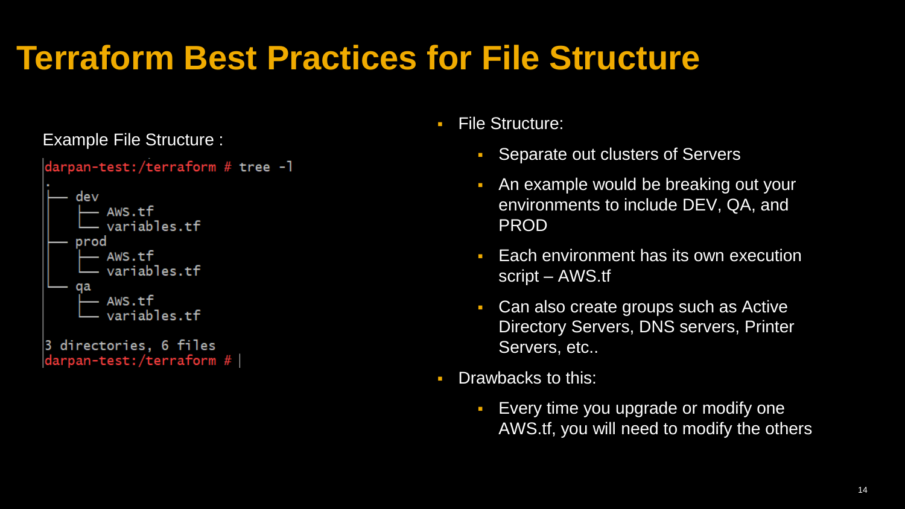# Terraform Best Practices for File Structure

Example File Structure :

```
darpan-test:/terraform # tree -l
.
├── dev
│   ├── AWS.tf
│   └── variables.tf
├── prod
│   ├── AWS.tf
│   └── variables.tf
└── qa
    ├── AWS.tf
    └── variables.tf

3 directories, 6 files
darpan-test:/terraform #
```

- File Structure:
  - Separate out clusters of Servers
  - An example would be breaking out your environments to include DEV, QA, and PROD
  - Each environment has its own execution script – AWS.tf
  - Can also create groups such as Active Directory Servers, DNS servers, Printer Servers, etc..
- Drawbacks to this:
  - Every time you upgrade or modify one AWS.tf, you will need to modify the others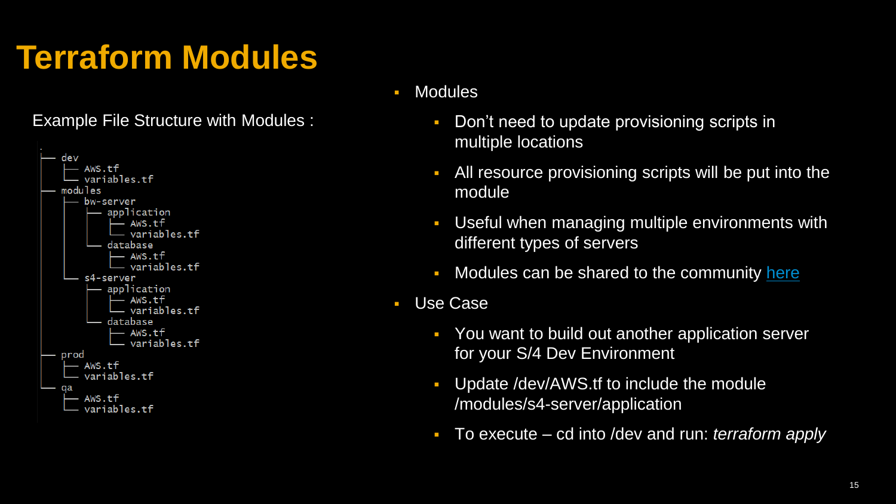# Terraform Modules

Example File Structure with Modules :

```
.
├── dev
│   ├── AWS.tf
│   └── variables.tf
├── modules
│   ├── bw-server
│   │   ├── application
│   │   │   ├── AWS.tf
│   │   │   └── variables.tf
│   │   └── database
│   │       ├── AWS.tf
│   │       └── variables.tf
│   └── s4-server
│       ├── application
│       │   ├── AWS.tf
│       │   └── variables.tf
│       └── database
│           ├── AWS.tf
│           └── variables.tf
├── prod
│   ├── AWS.tf
│   └── variables.tf
└── qa
    ├── AWS.tf
    └── variables.tf
```

- Modules
  - Don’t need to update provisioning scripts in multiple locations
  - All resource provisioning scripts will be put into the module
  - Useful when managing multiple environments with different types of servers
  - Modules can be shared to the community here
- Use Case
  - You want to build out another application server for your S/4 Dev Environment
  - Update /dev/AWS.tf to include the module /modules/s4-server/application
  - To execute – cd into /dev and run: *terraform apply*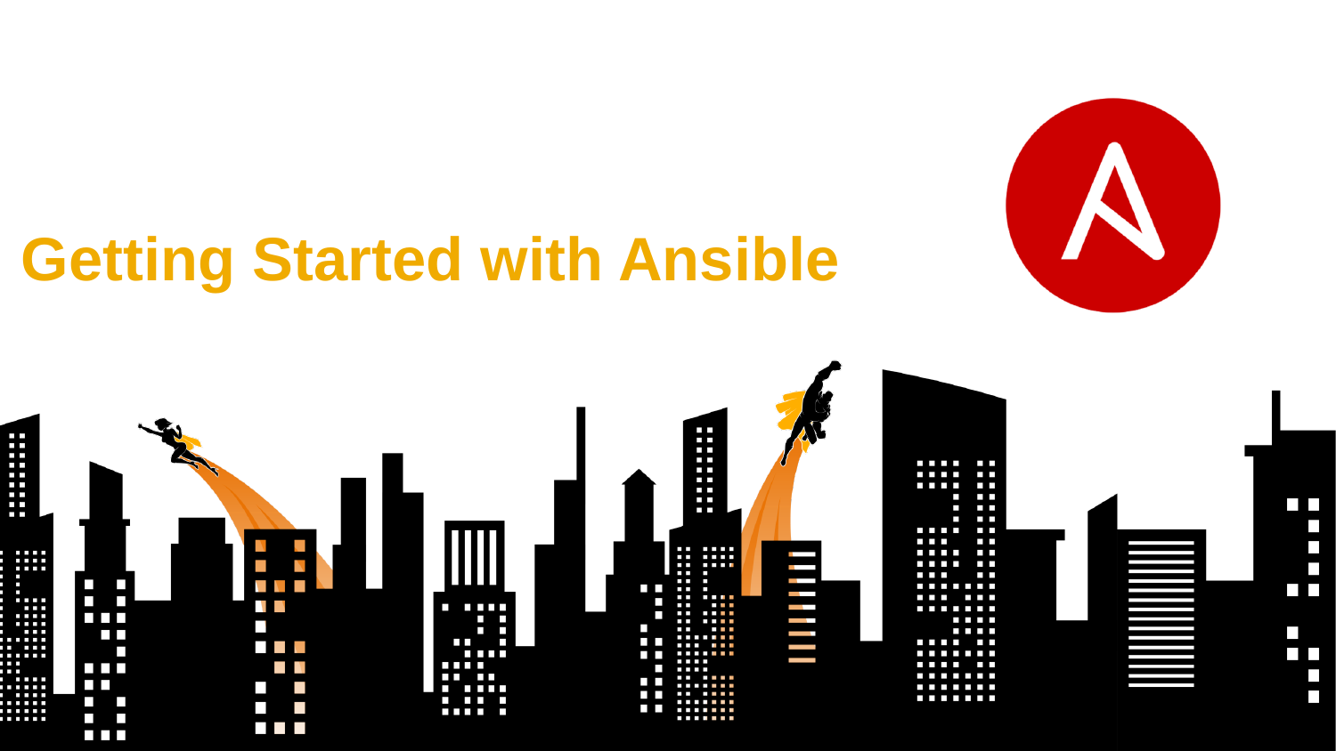# Getting Started with Ansible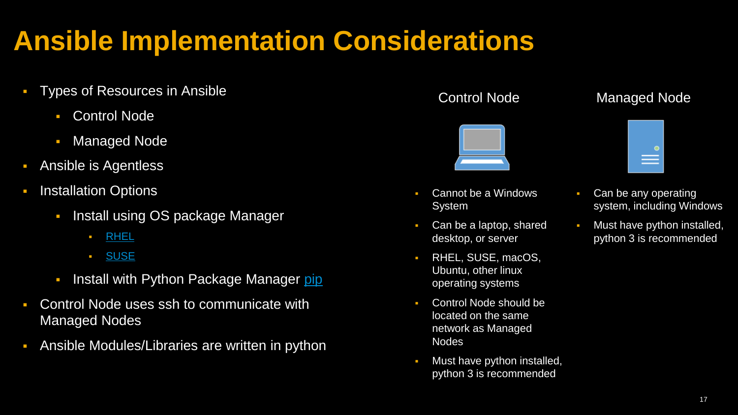# Ansible Implementation Considerations

- Types of Resources in Ansible
  - Control Node
  - Managed Node
- Ansible is Agentless
- Installation Options
  - Install using OS package Manager
    - RHEL
    - SUSE
  - Install with Python Package Manager pip
- Control Node uses ssh to communicate with Managed Nodes
- Ansible Modules/Libraries are written in python

## Control Node

- Cannot be a Windows System
- Can be a laptop, shared desktop, or server
- RHEL, SUSE, macOS, Ubuntu, other linux operating systems
- Control Node should be located on the same network as Managed Nodes
- Must have python installed, python 3 is recommended

## Managed Node

- Can be any operating system, including Windows
- Must have python installed, python 3 is recommended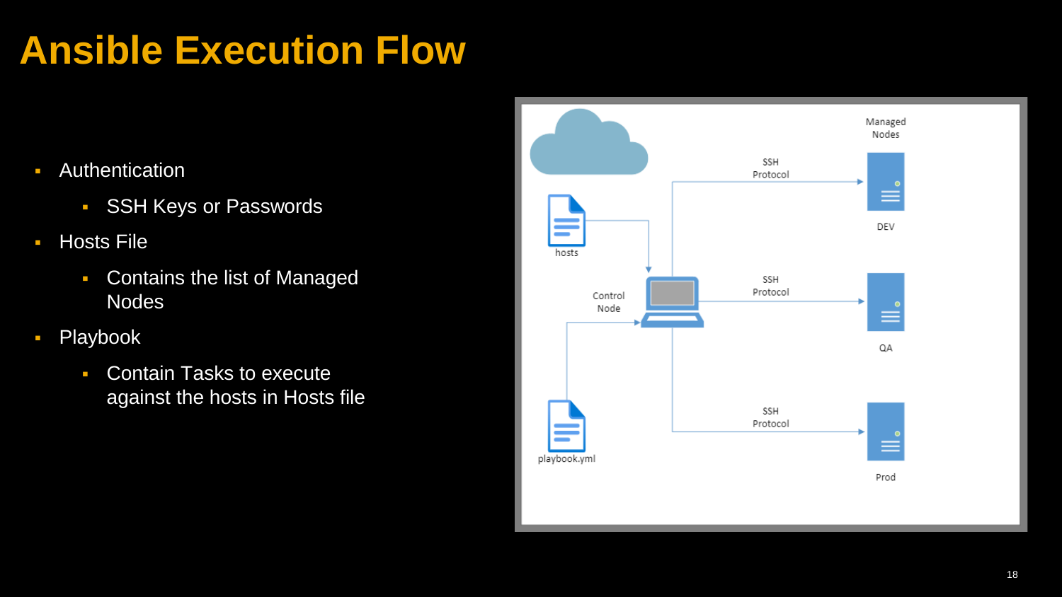# Ansible Execution Flow

- Authentication
  - SSH Keys or Passwords
- Hosts File
  - Contains the list of Managed Nodes
- Playbook
  - Contain Tasks to execute against the hosts in Hosts file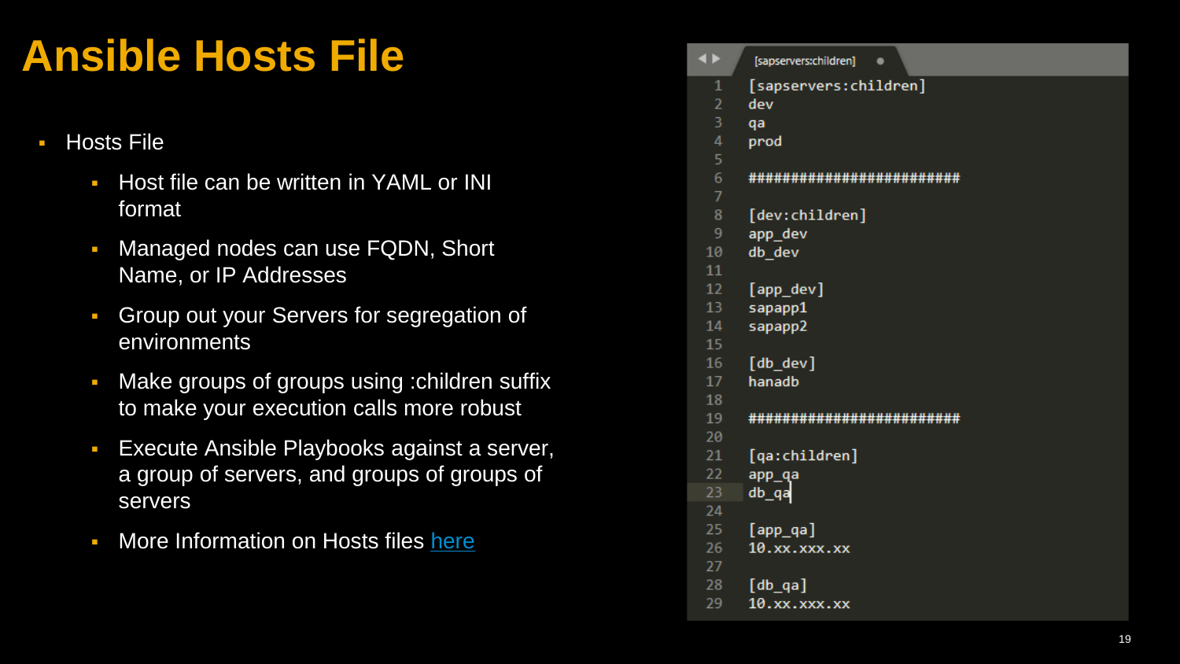# Ansible Hosts File

- Hosts File
  - Host file can be written in YAML or INI format
  - Managed nodes can use FQDN, Short Name, or IP Addresses
  - Group out your Servers for segregation of environments
  - Make groups of groups using :children suffix to make your execution calls more robust
  - Execute Ansible Playbooks against a server, a group of servers, and groups of groups of servers
  - More Information on Hosts files here

```
[sapservers:children]
dev
qa
prod

########################

[dev:children]
app_dev
db_dev

[app_dev]
sapapp1
sapapp2

[db_dev]
hanadb

########################

[qa:children]
app_qa
db_qa

[app_qa]
10.xx.xxx.xx

[db_qa]
10.xx.xxx.xx
```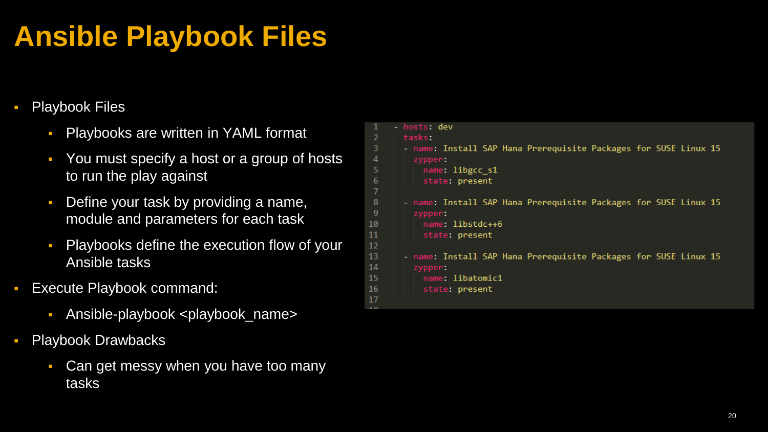# Ansible Playbook Files

- Playbook Files
  - Playbooks are written in YAML format
  - You must specify a host or a group of hosts to run the play against
  - Define your task by providing a name, module and parameters for each task
  - Playbooks define the execution flow of your Ansible tasks
- Execute Playbook command:
  - Ansible-playbook <playbook_name>
- Playbook Drawbacks
  - Can get messy when you have too many tasks

```yaml
- hosts: dev
  tasks:
  - name: Install SAP Hana Prerequisite Packages for SUSE Linux 15
    zypper:
      name: libgcc_s1
      state: present

  - name: Install SAP Hana Prerequisite Packages for SUSE Linux 15
    zypper:
      name: libstdc++6
      state: present

  - name: Install SAP Hana Prerequisite Packages for SUSE Linux 15
    zypper:
      name: libatomic1
      state: present
```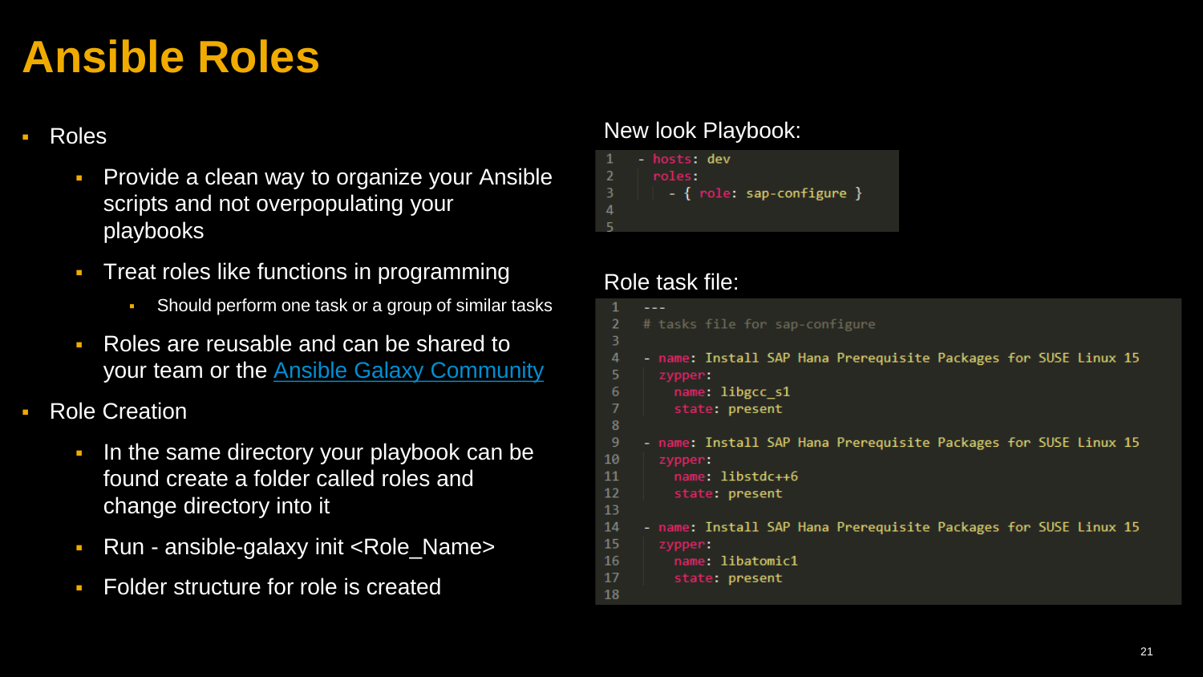# Ansible Roles

- Roles
  - Provide a clean way to organize your Ansible scripts and not overpopulating your playbooks
  - Treat roles like functions in programming
    - Should perform one task or a group of similar tasks
  - Roles are reusable and can be shared to your team or the [Ansible Galaxy Community]()
- Role Creation
  - In the same directory your playbook can be found create a folder called roles and change directory into it
  - Run - ansible-galaxy init <Role_Name>
  - Folder structure for role is created

New look Playbook:

```
- hosts: dev
  roles:
    - { role: sap-configure }


```

Role task file:

```
---
# tasks file for sap-configure

- name: Install SAP Hana Prerequisite Packages for SUSE Linux 15
  zypper:
    name: libgcc_s1
    state: present

- name: Install SAP Hana Prerequisite Packages for SUSE Linux 15
  zypper:
    name: libstdc++6
    state: present

- name: Install SAP Hana Prerequisite Packages for SUSE Linux 15
  zypper:
    name: libatomic1
    state: present

```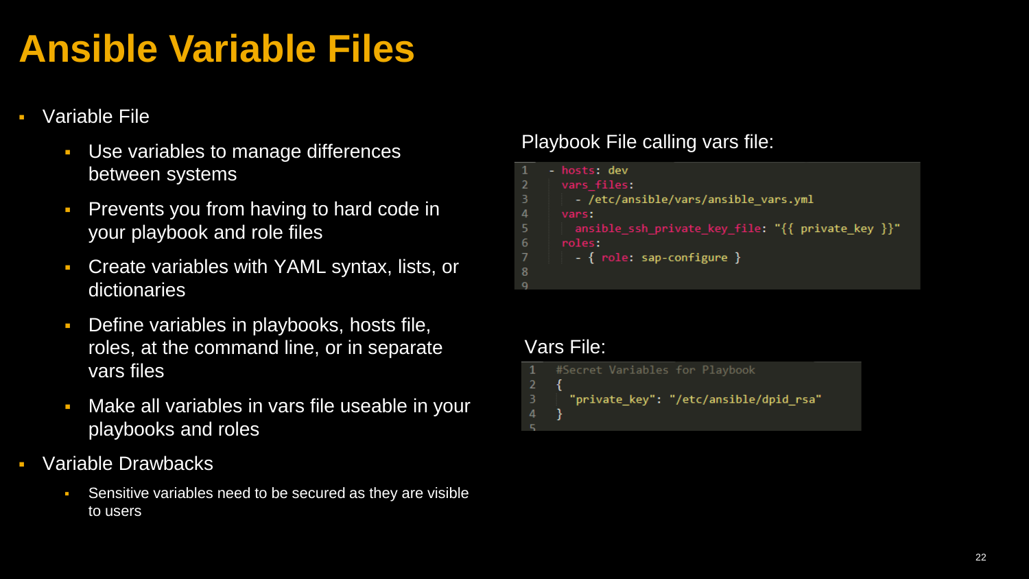# Ansible Variable Files

- Variable File
  - Use variables to manage differences between systems
  - Prevents you from having to hard code in your playbook and role files
  - Create variables with YAML syntax, lists, or dictionaries
  - Define variables in playbooks, hosts file, roles, at the command line, or in separate vars files
  - Make all variables in vars file useable in your playbooks and roles
- Variable Drawbacks
  - Sensitive variables need to be secured as they are visible to users

Playbook File calling vars file:

```
- hosts: dev
  vars_files:
    - /etc/ansible/vars/ansible_vars.yml
  vars:
    ansible_ssh_private_key_file: "{{ private_key }}"
  roles:
    - { role: sap-configure }
```

Vars File:

```
#Secret Variables for Playbook
{
  "private_key": "/etc/ansible/dpid_rsa"
}
```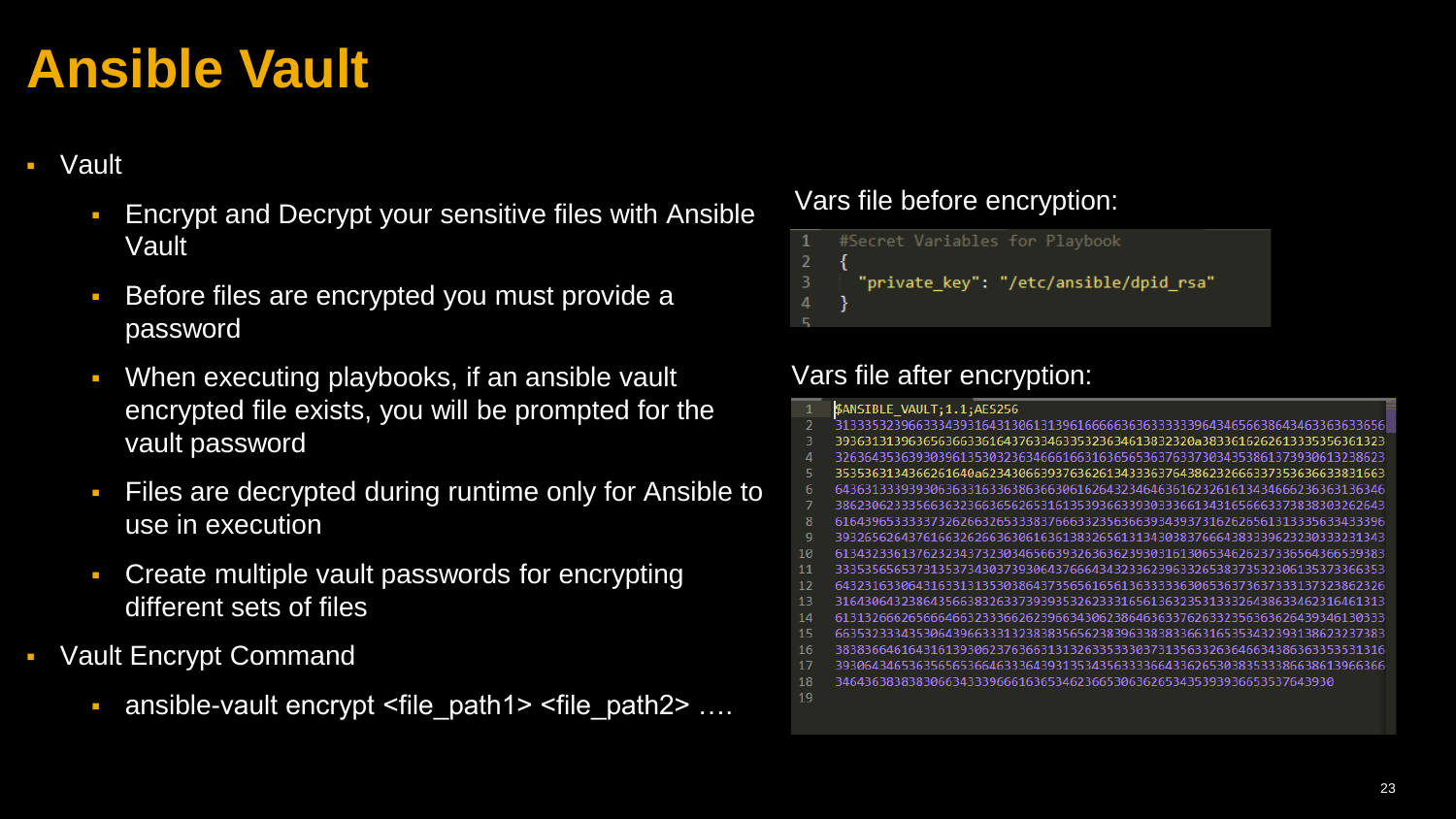# Ansible Vault

- Vault
  - Encrypt and Decrypt your sensitive files with Ansible Vault
  - Before files are encrypted you must provide a password
  - When executing playbooks, if an ansible vault encrypted file exists, you will be prompted for the vault password
  - Files are decrypted during runtime only for Ansible to use in execution
  - Create multiple vault passwords for encrypting different sets of files
- Vault Encrypt Command
  - ansible-vault encrypt <file_path1> <file_path2> ….

Vars file before encryption:

```
#Secret Variables for Playbook
{
  "private_key": "/etc/ansible/dpid_rsa"
}
```

Vars file after encryption:

```
$ANSIBLE_VAULT;1.1;AES256
31333532396633343931643130613139616666636363333396434656638643463363633656
39363131396365636633616437633463353236346138323 20a383361626261333535636132 3
32636435363930396135303236346661663163656536376337303435386137393061323862 3
35353631343662616 40a623430663937636261343336376438623266633735363663383166 3
64363133393930636331633638636630616264323464636162326161343466623636313634 6
38623062333566363236636562653161353936633930333661343165666337383830326264 3
61643965333337326266326533383766633235636639343937316262656131333563343339 6
39326562643761663262663630616361383265613134303837666438333962323033323134 3
61343233613762323437323034656639326363623930316130653462623733656436653938 3
33353565653731353734303739306437666434323362396332653837353230613537336635 3
64323163306431633135303864373565616561363333363065363736373331373238623 26
31643064323864356638326337393935326233316561363235313332643863346231646131 3
61313266626566646632333662623966343062386463633762633235636362643934613033 3
66353233343530643966333132383835656238396338383366316535343239313862323738 3
38383664616431613930623763663131326335333037313563326364663438636335353131 6
39306434653635656536646333643931353435633336643362653038353338663861396636 6
3464363838383066343339666163653462366530636265343539393665353764393 0
```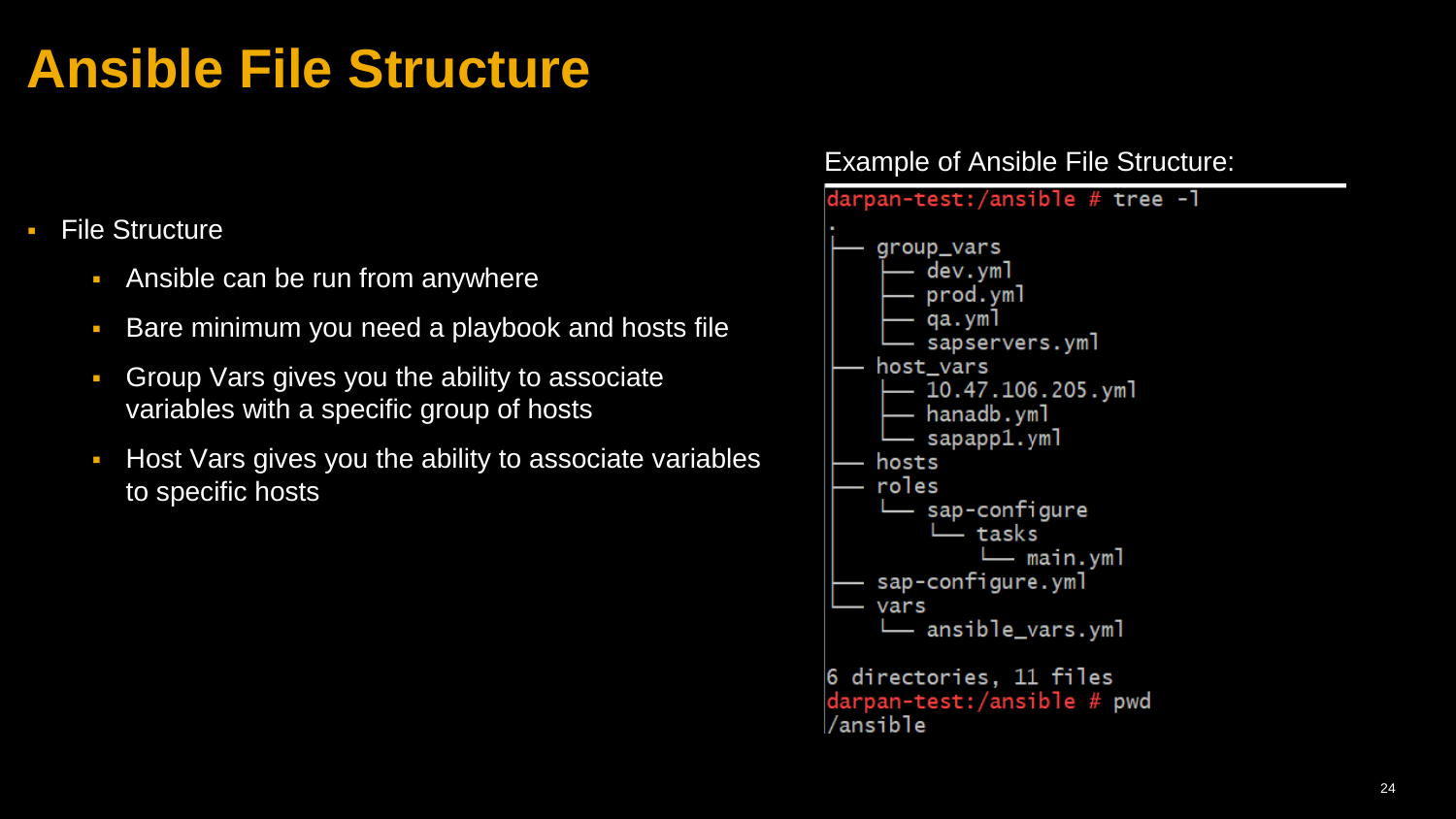# Ansible File Structure

- File Structure
  - Ansible can be run from anywhere
  - Bare minimum you need a playbook and hosts file
  - Group Vars gives you the ability to associate variables with a specific group of hosts
  - Host Vars gives you the ability to associate variables to specific hosts

Example of Ansible File Structure:

```
darpan-test:/ansible # tree -l
.
├── group_vars
│   ├── dev.yml
│   ├── prod.yml
│   ├── qa.yml
│   └── sapservers.yml
├── host_vars
│   ├── 10.47.106.205.yml
│   ├── hanadb.yml
│   └── sapapp1.yml
├── hosts
├── roles
│   └── sap-configure
│       └── tasks
│           └── main.yml
├── sap-configure.yml
└── vars
    └── ansible_vars.yml

6 directories, 11 files
darpan-test:/ansible # pwd
/ansible
```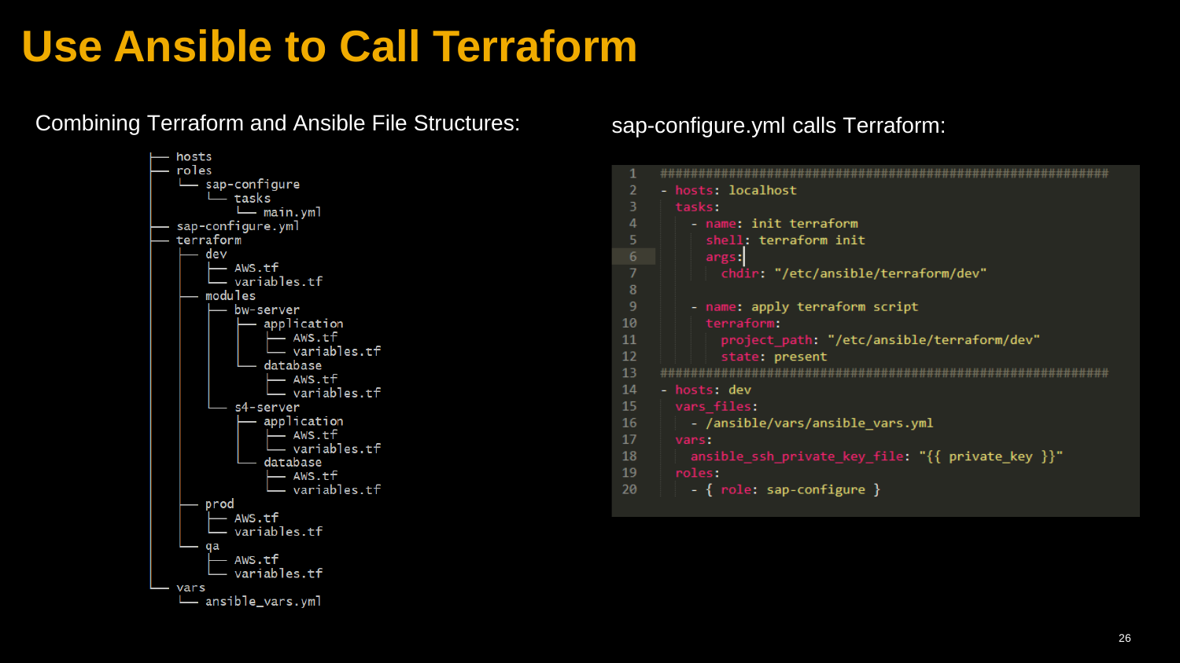# Use Ansible to Call Terraform

Combining Terraform and Ansible File Structures:

```
├── hosts
├── roles
│   └── sap-configure
│       └── tasks
│           └── main.yml
├── sap-configure.yml
├── terraform
│   ├── dev
│   │   ├── AWS.tf
│   │   └── variables.tf
│   ├── modules
│   │   ├── bw-server
│   │   │   ├── application
│   │   │   │   ├── AWS.tf
│   │   │   │   └── variables.tf
│   │   │   └── database
│   │   │       ├── AWS.tf
│   │   │       └── variables.tf
│   │   └── s4-server
│   │       ├── application
│   │       │   ├── AWS.tf
│   │       │   └── variables.tf
│   │       └── database
│   │           ├── AWS.tf
│   │           └── variables.tf
│   ├── prod
│   │   ├── AWS.tf
│   │   └── variables.tf
│   └── qa
│       ├── AWS.tf
│       └── variables.tf
└── vars
    └── ansible_vars.yml
```

sap-configure.yml calls Terraform:

```yaml
###############################################################
- hosts: localhost
  tasks:
    - name: init terraform
      shell: terraform init
      args:
        chdir: "/etc/ansible/terraform/dev"

    - name: apply terraform script
      terraform:
        project_path: "/etc/ansible/terraform/dev"
        state: present
###############################################################
- hosts: dev
  vars_files:
    - /ansible/vars/ansible_vars.yml
  vars:
    ansible_ssh_private_key_file: "{{ private_key }}"
  roles:
    - { role: sap-configure }
```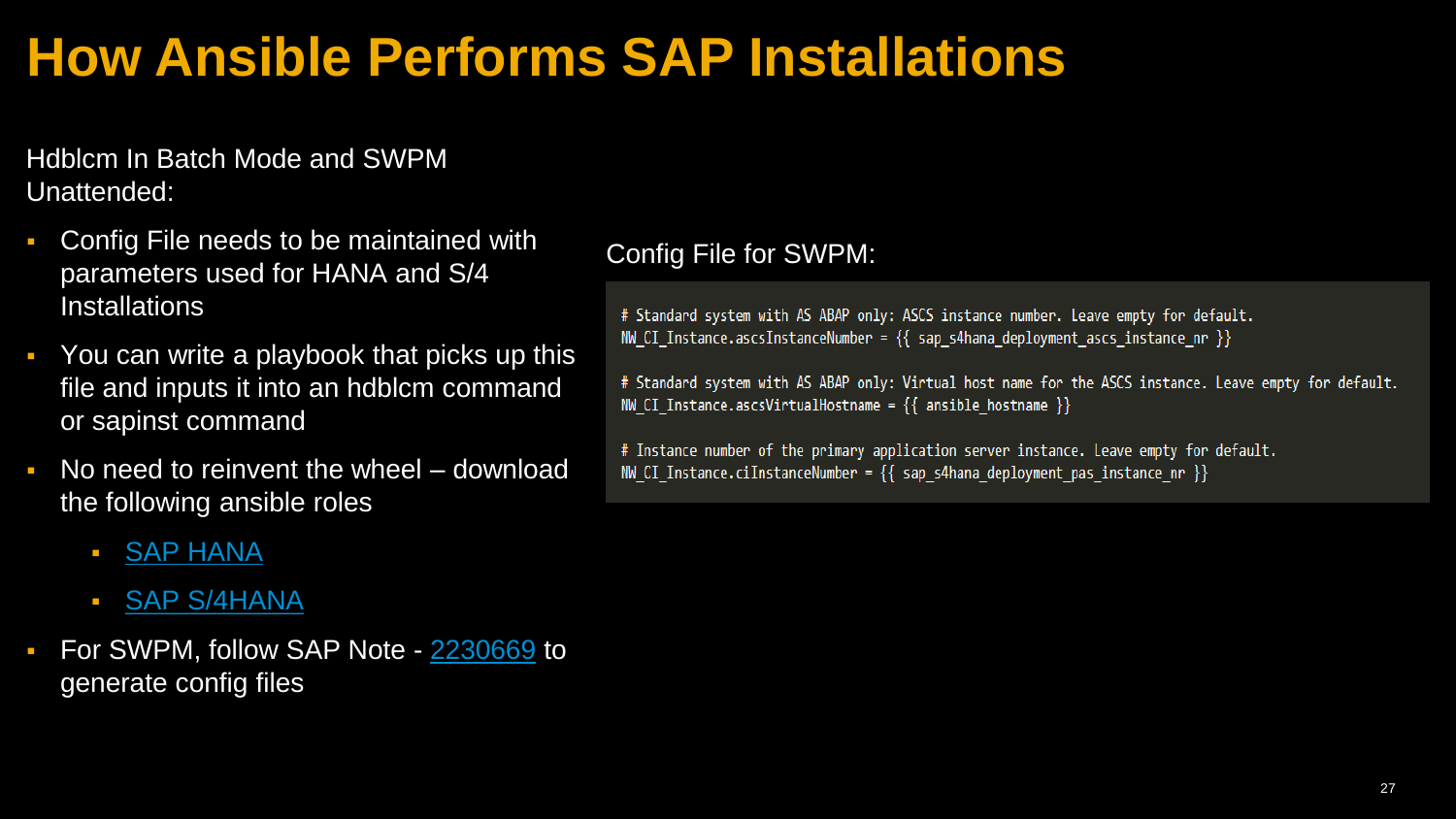# How Ansible Performs SAP Installations

Hdblcm In Batch Mode and SWPM Unattended:

- Config File needs to be maintained with parameters used for HANA and S/4 Installations
- You can write a playbook that picks up this file and inputs it into an hdblcm command or sapinst command
- No need to reinvent the wheel – download the following ansible roles
  - SAP HANA
  - SAP S/4HANA
- For SWPM, follow SAP Note - 2230669 to generate config files

Config File for SWPM:

```
# Standard system with AS ABAP only: ASCS instance number. Leave empty for default.
NW_CI_Instance.ascsInstanceNumber = {{ sap_s4hana_deployment_ascs_instance_nr }}

# Standard system with AS ABAP only: Virtual host name for the ASCS instance. Leave empty for default.
NW_CI_Instance.ascsVirtualHostname = {{ ansible_hostname }}

# Instance number of the primary application server instance. Leave empty for default.
NW_CI_Instance.ciInstanceNumber = {{ sap_s4hana_deployment_pas_instance_nr }}
```